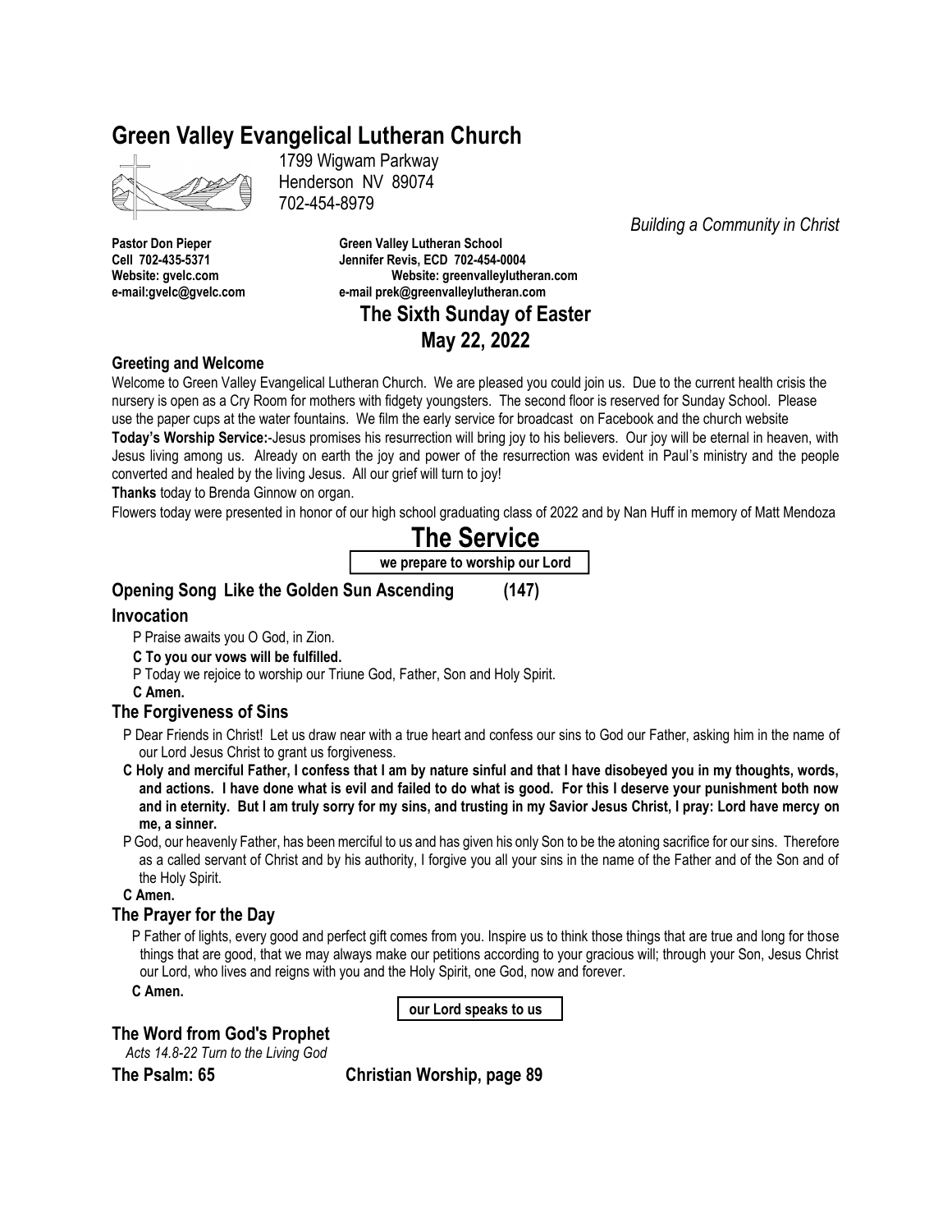# Green Valley Evangelical Lutheran Church

1799 Wigwam Parkway
Henderson NV 89074
702-454-8979

*Building a Community in Christ*

**Pastor Don Pieper**
**Cell 702-435-5371**
**Website: gvelc.com**
**e-mail:gvelc@gvelc.com**

**Green Valley Lutheran School**
**Jennifer Revis, ECD 702-454-0004**
**Website: greenvalleylutheran.com**
**e-mail prek@greenvalleylutheran.com**

## The Sixth Sunday of Easter
## May 22, 2022

**Greeting and Welcome**

Welcome to Green Valley Evangelical Lutheran Church. We are pleased you could join us. Due to the current health crisis the nursery is open as a Cry Room for mothers with fidgety youngsters. The second floor is reserved for Sunday School. Please use the paper cups at the water fountains. We film the early service for broadcast on Facebook and the church website

**Today's Worship Service:**-Jesus promises his resurrection will bring joy to his believers. Our joy will be eternal in heaven, with Jesus living among us. Already on earth the joy and power of the resurrection was evident in Paul's ministry and the people converted and healed by the living Jesus. All our grief will turn to joy!

**Thanks** today to Brenda Ginnow on organ.

Flowers today were presented in honor of our high school graduating class of 2022 and by Nan Huff in memory of Matt Mendoza

# The Service

**we prepare to worship our Lord**

### Opening Song Like the Golden Sun Ascending (147)

### Invocation

P Praise awaits you O God, in Zion.

**C To you our vows will be fulfilled.**

P Today we rejoice to worship our Triune God, Father, Son and Holy Spirit.

**C Amen.**

### The Forgiveness of Sins

P Dear Friends in Christ! Let us draw near with a true heart and confess our sins to God our Father, asking him in the name of our Lord Jesus Christ to grant us forgiveness.

**C Holy and merciful Father, I confess that I am by nature sinful and that I have disobeyed you in my thoughts, words, and actions. I have done what is evil and failed to do what is good. For this I deserve your punishment both now and in eternity. But I am truly sorry for my sins, and trusting in my Savior Jesus Christ, I pray: Lord have mercy on me, a sinner.**

P God, our heavenly Father, has been merciful to us and has given his only Son to be the atoning sacrifice for our sins. Therefore as a called servant of Christ and by his authority, I forgive you all your sins in the name of the Father and of the Son and of the Holy Spirit.

**C Amen.**

### The Prayer for the Day

P Father of lights, every good and perfect gift comes from you. Inspire us to think those things that are true and long for those things that are good, that we may always make our petitions according to your gracious will; through your Son, Jesus Christ our Lord, who lives and reigns with you and the Holy Spirit, one God, now and forever.

**C Amen.**

**our Lord speaks to us**

### The Word from God's Prophet

*Acts 14.8-22 Turn to the Living God*

**The Psalm: 65** **Christian Worship, page 89**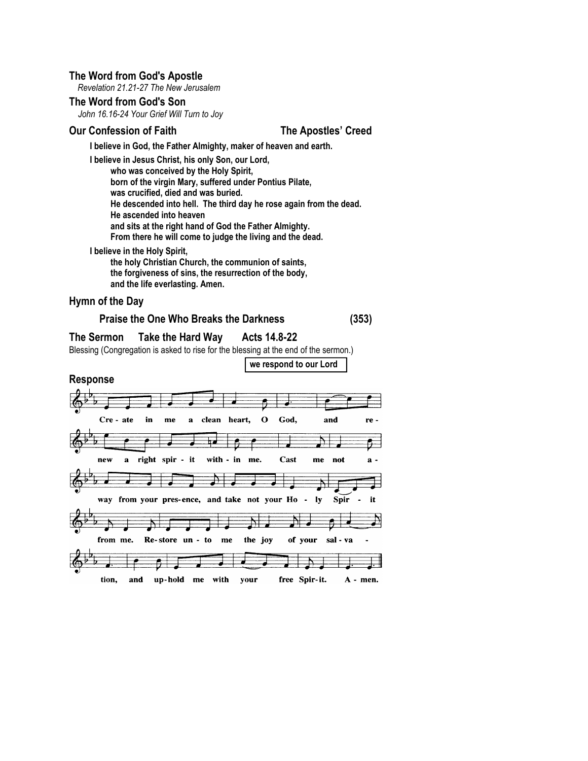## The Word from God's Apostle

*Revelation 21.21-27 The New Jerusalem*

## The Word from God's Son

*John 16.16-24 Your Grief Will Turn to Joy*

## Our Confession of Faith — The Apostles' Creed

**I believe in God, the Father Almighty, maker of heaven and earth.**

**I believe in Jesus Christ, his only Son, our Lord,**
**who was conceived by the Holy Spirit,**
**born of the virgin Mary, suffered under Pontius Pilate,**
**was crucified, died and was buried.**
**He descended into hell. The third day he rose again from the dead.**
**He ascended into heaven**
**and sits at the right hand of God the Father Almighty.**
**From there he will come to judge the living and the dead.**

**I believe in the Holy Spirit,**
**the holy Christian Church, the communion of saints,**
**the forgiveness of sins, the resurrection of the body,**
**and the life everlasting. Amen.**

## Hymn of the Day

**Praise the One Who Breaks the Darkness (353)**

## The Sermon — Take the Hard Way — Acts 14.8-22

Blessing (Congregation is asked to rise for the blessing at the end of the sermon.)

**we respond to our Lord**

## Response

Create in me a clean heart, O God, and renew a right spirit within me. Cast me not away from your presence, and take not your Holy Spirit from me. Restore unto me the joy of your salvation, and uphold me with your free Spirit. Amen.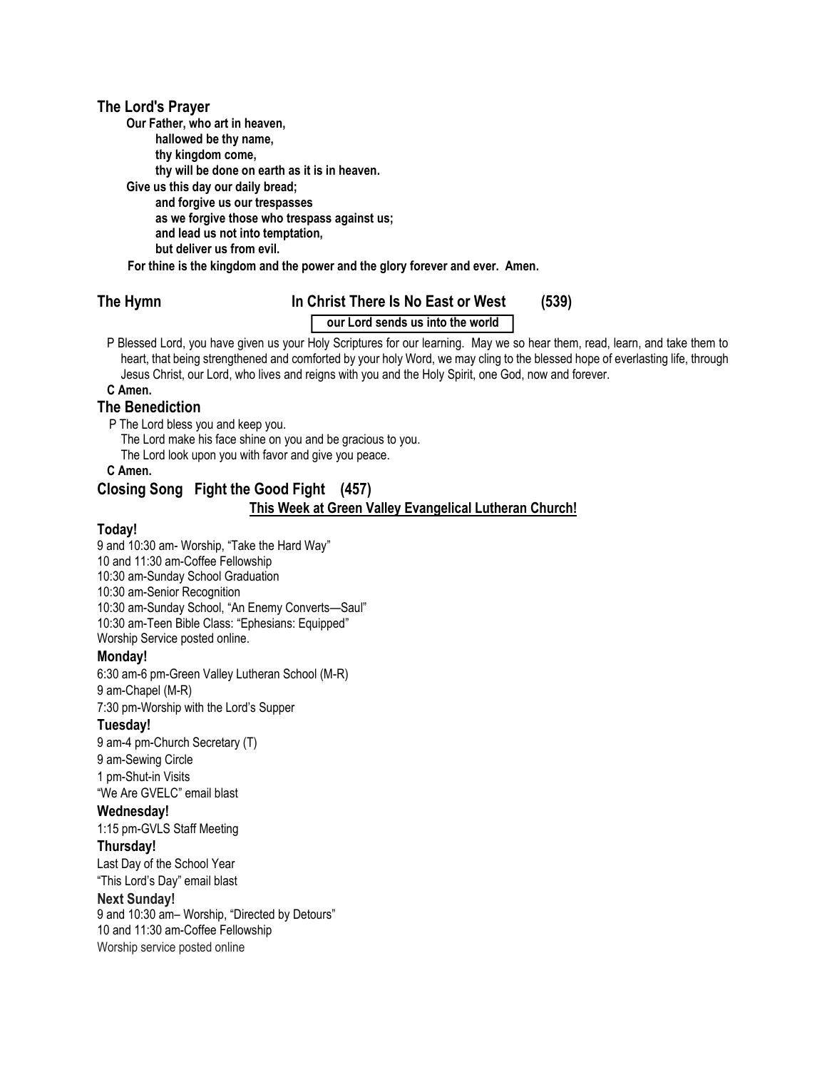## The Lord's Prayer

**Our Father, who art in heaven,**
**hallowed be thy name,**
**thy kingdom come,**
**thy will be done on earth as it is in heaven.**
**Give us this day our daily bread;**
**and forgive us our trespasses**
**as we forgive those who trespass against us;**
**and lead us not into temptation,**
**but deliver us from evil.**
**For thine is the kingdom and the power and the glory forever and ever. Amen.**

## The Hymn — In Christ There Is No East or West (539)

**our Lord sends us into the world**

P Blessed Lord, you have given us your Holy Scriptures for our learning. May we so hear them, read, learn, and take them to heart, that being strengthened and comforted by your holy Word, we may cling to the blessed hope of everlasting life, through Jesus Christ, our Lord, who lives and reigns with you and the Holy Spirit, one God, now and forever.

**C Amen.**

## The Benediction

P The Lord bless you and keep you.
The Lord make his face shine on you and be gracious to you.
The Lord look upon you with favor and give you peace.

**C Amen.**

## Closing Song Fight the Good Fight (457)

**This Week at Green Valley Evangelical Lutheran Church!**

### Today!

9 and 10:30 am- Worship, "Take the Hard Way"
10 and 11:30 am-Coffee Fellowship
10:30 am-Sunday School Graduation
10:30 am-Senior Recognition
10:30 am-Sunday School, "An Enemy Converts—Saul"
10:30 am-Teen Bible Class: "Ephesians: Equipped"
Worship Service posted online.

### Monday!

6:30 am-6 pm-Green Valley Lutheran School (M-R)
9 am-Chapel (M-R)
7:30 pm-Worship with the Lord's Supper

### Tuesday!

9 am-4 pm-Church Secretary (T)
9 am-Sewing Circle
1 pm-Shut-in Visits
"We Are GVELC" email blast

### Wednesday!

1:15 pm-GVLS Staff Meeting

### Thursday!

Last Day of the School Year
"This Lord's Day" email blast

### Next Sunday!

9 and 10:30 am– Worship, "Directed by Detours"
10 and 11:30 am-Coffee Fellowship
Worship service posted online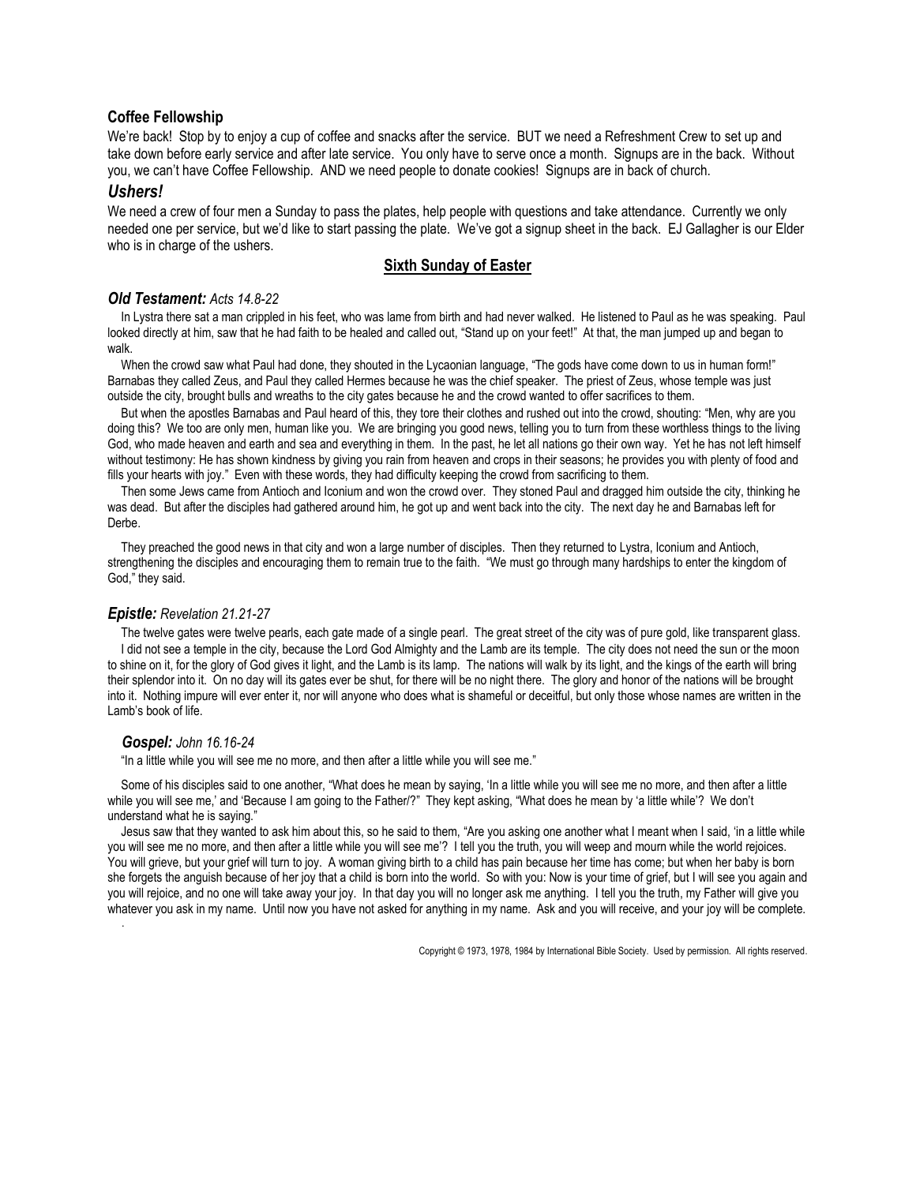### Coffee Fellowship

We're back! Stop by to enjoy a cup of coffee and snacks after the service. BUT we need a Refreshment Crew to set up and take down before early service and after late service. You only have to serve once a month. Signups are in the back. Without you, we can't have Coffee Fellowship. AND we need people to donate cookies! Signups are in back of church.

### *Ushers!*

We need a crew of four men a Sunday to pass the plates, help people with questions and take attendance. Currently we only needed one per service, but we'd like to start passing the plate. We've got a signup sheet in the back. EJ Gallagher is our Elder who is in charge of the ushers.

## Sixth Sunday of Easter

### ***Old Testament:*** *Acts 14.8-22*

In Lystra there sat a man crippled in his feet, who was lame from birth and had never walked. He listened to Paul as he was speaking. Paul looked directly at him, saw that he had faith to be healed and called out, "Stand up on your feet!" At that, the man jumped up and began to walk.

When the crowd saw what Paul had done, they shouted in the Lycaonian language, "The gods have come down to us in human form!" Barnabas they called Zeus, and Paul they called Hermes because he was the chief speaker. The priest of Zeus, whose temple was just outside the city, brought bulls and wreaths to the city gates because he and the crowd wanted to offer sacrifices to them.

But when the apostles Barnabas and Paul heard of this, they tore their clothes and rushed out into the crowd, shouting: "Men, why are you doing this? We too are only men, human like you. We are bringing you good news, telling you to turn from these worthless things to the living God, who made heaven and earth and sea and everything in them. In the past, he let all nations go their own way. Yet he has not left himself without testimony: He has shown kindness by giving you rain from heaven and crops in their seasons; he provides you with plenty of food and fills your hearts with joy." Even with these words, they had difficulty keeping the crowd from sacrificing to them.

Then some Jews came from Antioch and Iconium and won the crowd over. They stoned Paul and dragged him outside the city, thinking he was dead. But after the disciples had gathered around him, he got up and went back into the city. The next day he and Barnabas left for Derbe.

They preached the good news in that city and won a large number of disciples. Then they returned to Lystra, Iconium and Antioch, strengthening the disciples and encouraging them to remain true to the faith. "We must go through many hardships to enter the kingdom of God," they said.

### ***Epistle:*** *Revelation 21.21-27*

The twelve gates were twelve pearls, each gate made of a single pearl. The great street of the city was of pure gold, like transparent glass. I did not see a temple in the city, because the Lord God Almighty and the Lamb are its temple. The city does not need the sun or the moon to shine on it, for the glory of God gives it light, and the Lamb is its lamp. The nations will walk by its light, and the kings of the earth will bring their splendor into it. On no day will its gates ever be shut, for there will be no night there. The glory and honor of the nations will be brought into it. Nothing impure will ever enter it, nor will anyone who does what is shameful or deceitful, but only those whose names are written in the Lamb's book of life.

### ***Gospel:*** *John 16.16-24*

"In a little while you will see me no more, and then after a little while you will see me."

Some of his disciples said to one another, "What does he mean by saying, 'In a little while you will see me no more, and then after a little while you will see me,' and 'Because I am going to the Father/?" They kept asking, "What does he mean by 'a little while'? We don't understand what he is saying."

Jesus saw that they wanted to ask him about this, so he said to them, "Are you asking one another what I meant when I said, 'in a little while you will see me no more, and then after a little while you will see me'? I tell you the truth, you will weep and mourn while the world rejoices. You will grieve, but your grief will turn to joy. A woman giving birth to a child has pain because her time has come; but when her baby is born she forgets the anguish because of her joy that a child is born into the world. So with you: Now is your time of grief, but I will see you again and you will rejoice, and no one will take away your joy. In that day you will no longer ask me anything. I tell you the truth, my Father will give you whatever you ask in my name. Until now you have not asked for anything in my name. Ask and you will receive, and your joy will be complete.

Copyright © 1973, 1978, 1984 by International Bible Society. Used by permission. All rights reserved.